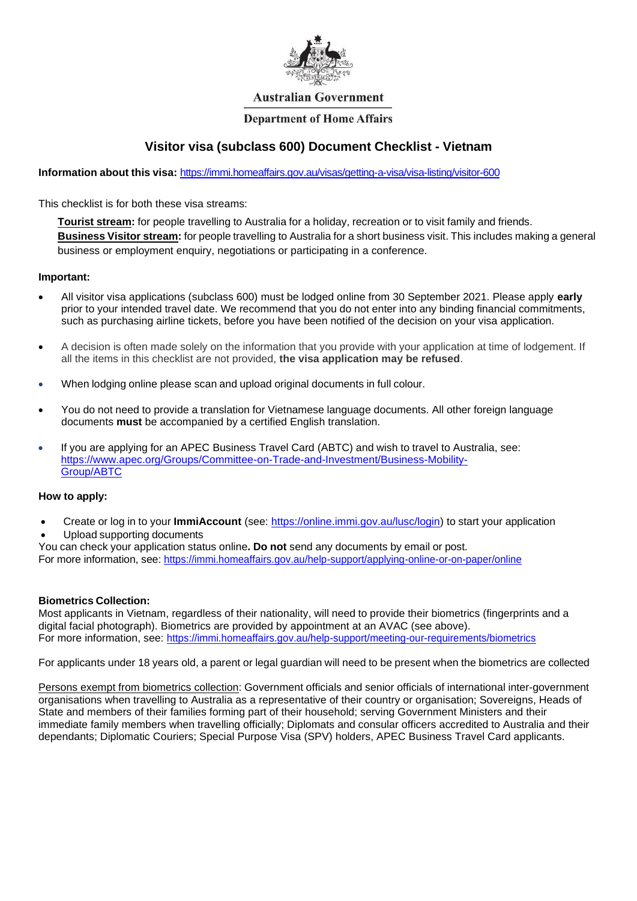Australian Government

Department of Home Affairs

# Visitor visa (subclass 600) Document Checklist - Vietnam

**Information about this visa:** https://immi.homeaffairs.gov.au/visas/getting-a-visa/visa-listing/visitor-600

This checklist is for both these visa streams:

**Tourist stream:** for people travelling to Australia for a holiday, recreation or to visit family and friends.
**Business Visitor stream:** for people travelling to Australia for a short business visit. This includes making a general business or employment enquiry, negotiations or participating in a conference.

**Important:**

- All visitor visa applications (subclass 600) must be lodged online from 30 September 2021. Please apply **early** prior to your intended travel date. We recommend that you do not enter into any binding financial commitments, such as purchasing airline tickets, before you have been notified of the decision on your visa application.
- A decision is often made solely on the information that you provide with your application at time of lodgement. If all the items in this checklist are not provided, **the visa application may be refused**.
- When lodging online please scan and upload original documents in full colour.
- You do not need to provide a translation for Vietnamese language documents. All other foreign language documents **must** be accompanied by a certified English translation.
- If you are applying for an APEC Business Travel Card (ABTC) and wish to travel to Australia, see: https://www.apec.org/Groups/Committee-on-Trade-and-Investment/Business-Mobility-Group/ABTC

**How to apply:**

- Create or log in to your **ImmiAccount** (see: https://online.immi.gov.au/lusc/login) to start your application
- Upload supporting documents

You can check your application status online**. Do not** send any documents by email or post.
For more information, see: https://immi.homeaffairs.gov.au/help-support/applying-online-or-on-paper/online

**Biometrics Collection:**
Most applicants in Vietnam, regardless of their nationality, will need to provide their biometrics (fingerprints and a digital facial photograph). Biometrics are provided by appointment at an AVAC (see above).
For more information, see: https://immi.homeaffairs.gov.au/help-support/meeting-our-requirements/biometrics

For applicants under 18 years old, a parent or legal guardian will need to be present when the biometrics are collected

Persons exempt from biometrics collection: Government officials and senior officials of international inter-government organisations when travelling to Australia as a representative of their country or organisation; Sovereigns, Heads of State and members of their families forming part of their household; serving Government Ministers and their immediate family members when travelling officially; Diplomats and consular officers accredited to Australia and their dependants; Diplomatic Couriers; Special Purpose Visa (SPV) holders, APEC Business Travel Card applicants.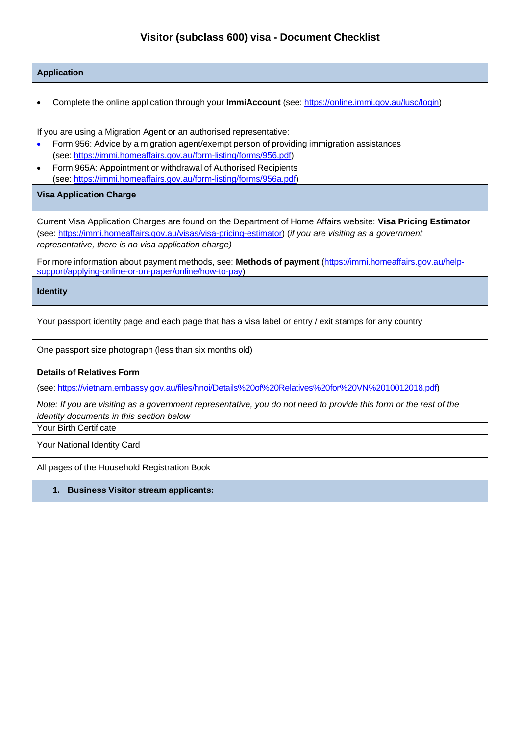# Visitor (subclass 600) visa - Document Checklist

## Application

- Complete the online application through your **ImmiAccount** (see: https://online.immi.gov.au/lusc/login)

If you are using a Migration Agent or an authorised representative:

- Form 956: Advice by a migration agent/exempt person of providing immigration assistances (see: https://immi.homeaffairs.gov.au/form-listing/forms/956.pdf)
- Form 965A: Appointment or withdrawal of Authorised Recipients (see: https://immi.homeaffairs.gov.au/form-listing/forms/956a.pdf)

## Visa Application Charge

Current Visa Application Charges are found on the Department of Home Affairs website: **Visa Pricing Estimator** (see: https://immi.homeaffairs.gov.au/visas/visa-pricing-estimator) (*if you are visiting as a government representative, there is no visa application charge)*

For more information about payment methods, see: **Methods of payment** (https://immi.homeaffairs.gov.au/help-support/applying-online-or-on-paper/online/how-to-pay)

## Identity

Your passport identity page and each page that has a visa label or entry / exit stamps for any country

One passport size photograph (less than six months old)

**Details of Relatives Form**

(see: https://vietnam.embassy.gov.au/files/hnoi/Details%20of%20Relatives%20for%20VN%2010012018.pdf)

*Note: If you are visiting as a government representative, you do not need to provide this form or the rest of the identity documents in this section below*

Your Birth Certificate

Your National Identity Card

All pages of the Household Registration Book

## 1. Business Visitor stream applicants: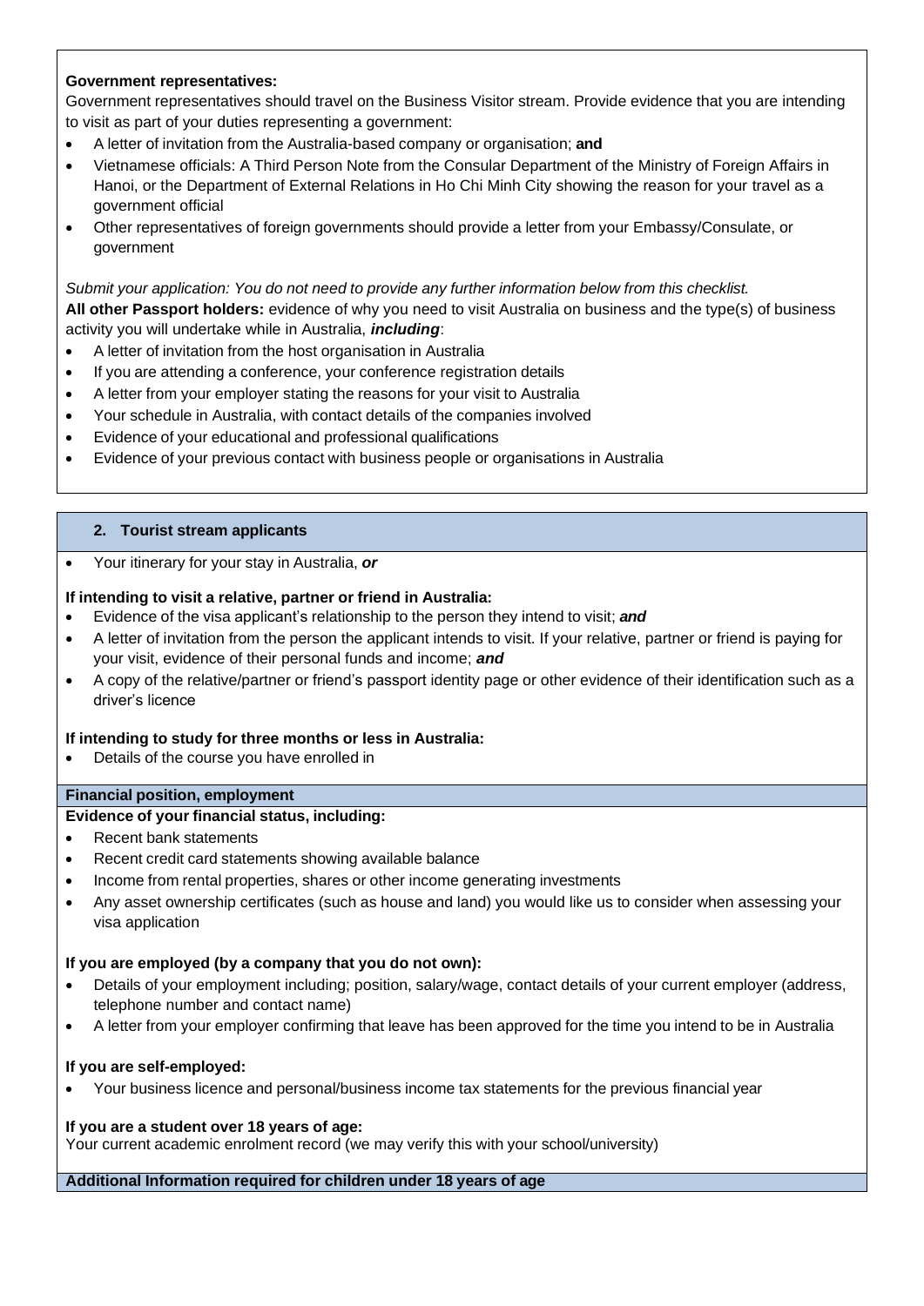**Government representatives:**
Government representatives should travel on the Business Visitor stream. Provide evidence that you are intending to visit as part of your duties representing a government:

- A letter of invitation from the Australia-based company or organisation; **and**
- Vietnamese officials: A Third Person Note from the Consular Department of the Ministry of Foreign Affairs in Hanoi, or the Department of External Relations in Ho Chi Minh City showing the reason for your travel as a government official
- Other representatives of foreign governments should provide a letter from your Embassy/Consulate, or government

*Submit your application: You do not need to provide any further information below from this checklist.*

**All other Passport holders:** evidence of why you need to visit Australia on business and the type(s) of business activity you will undertake while in Australia, ***including***:

- A letter of invitation from the host organisation in Australia
- If you are attending a conference, your conference registration details
- A letter from your employer stating the reasons for your visit to Australia
- Your schedule in Australia, with contact details of the companies involved
- Evidence of your educational and professional qualifications
- Evidence of your previous contact with business people or organisations in Australia

## 2. Tourist stream applicants

- Your itinerary for your stay in Australia, ***or***

**If intending to visit a relative, partner or friend in Australia:**

- Evidence of the visa applicant's relationship to the person they intend to visit; ***and***
- A letter of invitation from the person the applicant intends to visit. If your relative, partner or friend is paying for your visit, evidence of their personal funds and income; ***and***
- A copy of the relative/partner or friend's passport identity page or other evidence of their identification such as a driver's licence

**If intending to study for three months or less in Australia:**

- Details of the course you have enrolled in

### Financial position, employment

**Evidence of your financial status, including:**

- Recent bank statements
- Recent credit card statements showing available balance
- Income from rental properties, shares or other income generating investments
- Any asset ownership certificates (such as house and land) you would like us to consider when assessing your visa application

**If you are employed (by a company that you do not own):**

- Details of your employment including; position, salary/wage, contact details of your current employer (address, telephone number and contact name)
- A letter from your employer confirming that leave has been approved for the time you intend to be in Australia

**If you are self-employed:**

- Your business licence and personal/business income tax statements for the previous financial year

**If you are a student over 18 years of age:**
Your current academic enrolment record (we may verify this with your school/university)

### Additional Information required for children under 18 years of age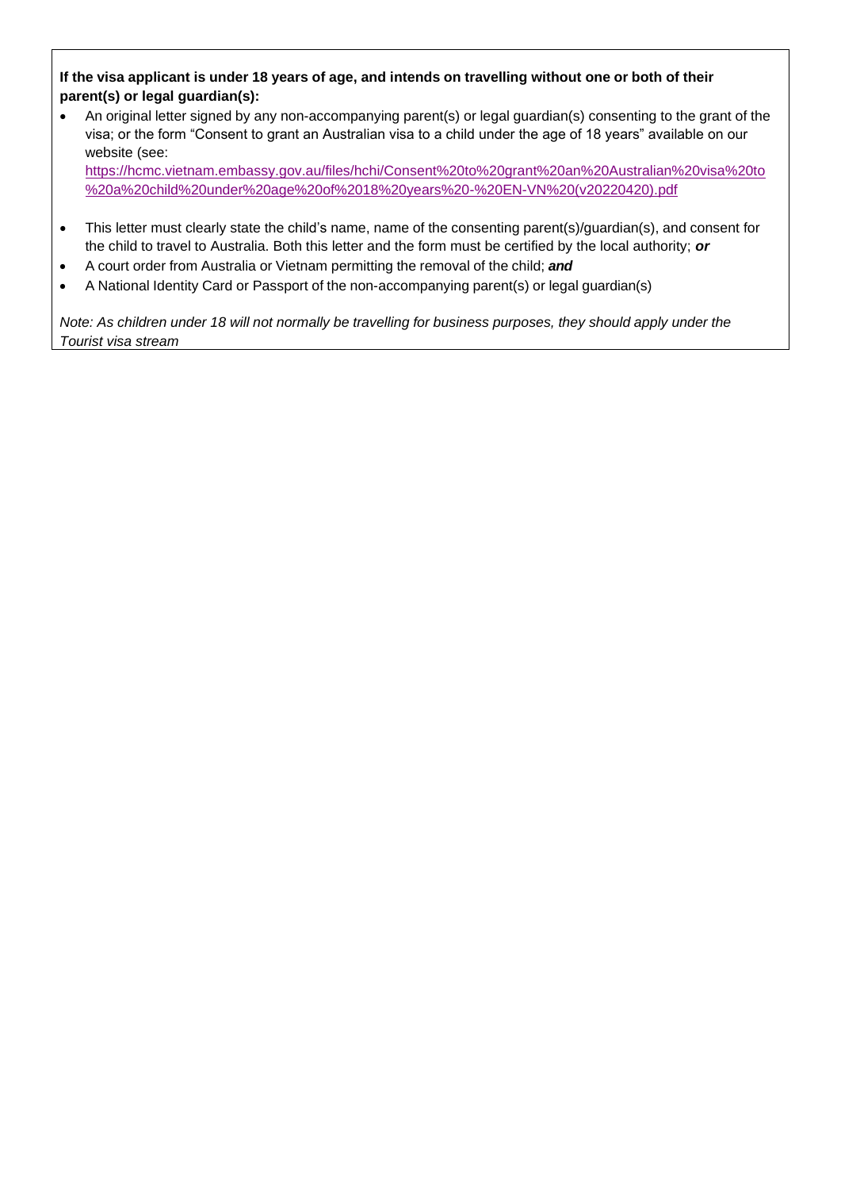**If the visa applicant is under 18 years of age, and intends on travelling without one or both of their parent(s) or legal guardian(s):**

- An original letter signed by any non-accompanying parent(s) or legal guardian(s) consenting to the grant of the visa; or the form "Consent to grant an Australian visa to a child under the age of 18 years" available on our website (see: https://hcmc.vietnam.embassy.gov.au/files/hchi/Consent%20to%20grant%20an%20Australian%20visa%20to%20a%20child%20under%20age%20of%2018%20years%20-%20EN-VN%20(v20220420).pdf
- This letter must clearly state the child's name, name of the consenting parent(s)/guardian(s), and consent for the child to travel to Australia. Both this letter and the form must be certified by the local authority; ***or***
- A court order from Australia or Vietnam permitting the removal of the child; ***and***
- A National Identity Card or Passport of the non-accompanying parent(s) or legal guardian(s)

*Note: As children under 18 will not normally be travelling for business purposes, they should apply under the Tourist visa stream*